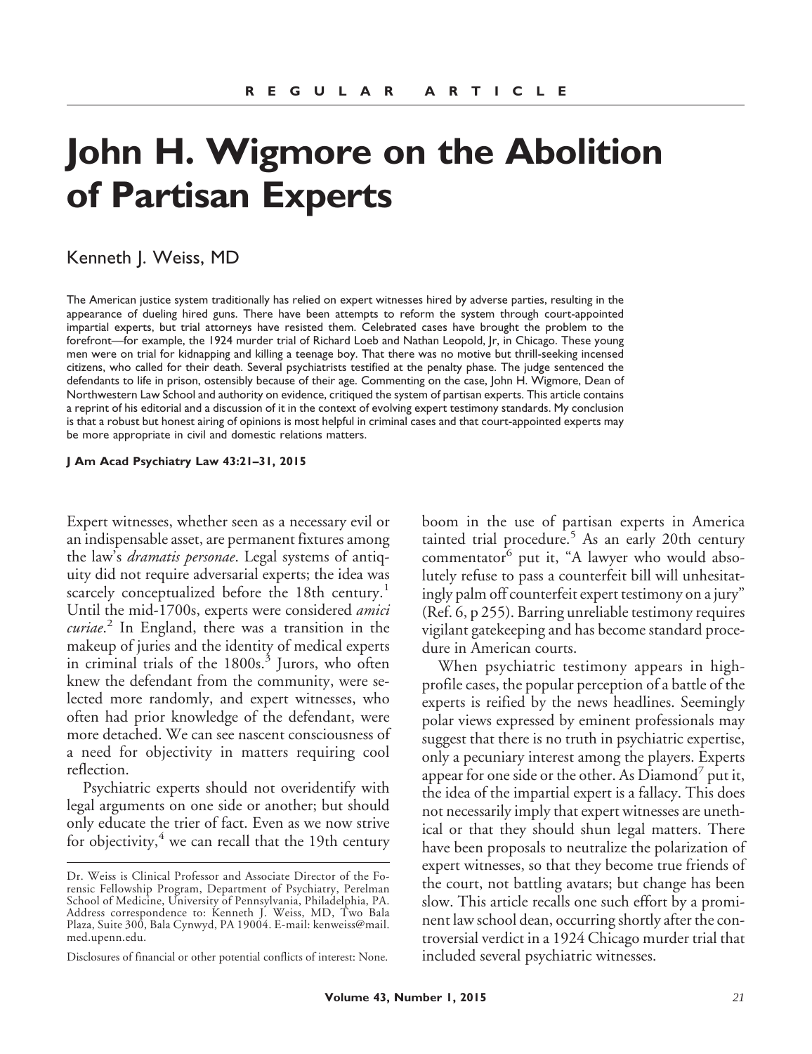**REGULAR ARTICLE**

# John H. Wigmore on the Abolition of Partisan Experts

Kenneth J. Weiss, MD

The American justice system traditionally has relied on expert witnesses hired by adverse parties, resulting in the appearance of dueling hired guns. There have been attempts to reform the system through court-appointed impartial experts, but trial attorneys have resisted them. Celebrated cases have brought the problem to the forefront—for example, the 1924 murder trial of Richard Loeb and Nathan Leopold, Jr, in Chicago. These young men were on trial for kidnapping and killing a teenage boy. That there was no motive but thrill-seeking incensed citizens, who called for their death. Several psychiatrists testified at the penalty phase. The judge sentenced the defendants to life in prison, ostensibly because of their age. Commenting on the case, John H. Wigmore, Dean of Northwestern Law School and authority on evidence, critiqued the system of partisan experts. This article contains a reprint of his editorial and a discussion of it in the context of evolving expert testimony standards. My conclusion is that a robust but honest airing of opinions is most helpful in criminal cases and that court-appointed experts may be more appropriate in civil and domestic relations matters.

**J Am Acad Psychiatry Law 43:21–31, 2015**

Expert witnesses, whether seen as a necessary evil or an indispensable asset, are permanent fixtures among the law's *dramatis personae*. Legal systems of antiquity did not require adversarial experts; the idea was scarcely conceptualized before the 18th century.[1] Until the mid-1700s, experts were considered *amici curiae*.[2] In England, there was a transition in the makeup of juries and the identity of medical experts in criminal trials of the 1800s.[3] Jurors, who often knew the defendant from the community, were selected more randomly, and expert witnesses, who often had prior knowledge of the defendant, were more detached. We can see nascent consciousness of a need for objectivity in matters requiring cool reflection.

Psychiatric experts should not overidentify with legal arguments on one side or another; but should only educate the trier of fact. Even as we now strive for objectivity,[4] we can recall that the 19th century boom in the use of partisan experts in America tainted trial procedure.[5] As an early 20th century commentator[6] put it, "A lawyer who would absolutely refuse to pass a counterfeit bill will unhesitatingly palm off counterfeit expert testimony on a jury" (Ref. 6, p 255). Barring unreliable testimony requires vigilant gatekeeping and has become standard procedure in American courts.

When psychiatric testimony appears in high-profile cases, the popular perception of a battle of the experts is reified by the news headlines. Seemingly polar views expressed by eminent professionals may suggest that there is no truth in psychiatric expertise, only a pecuniary interest among the players. Experts appear for one side or the other. As Diamond[7] put it, the idea of the impartial expert is a fallacy. This does not necessarily imply that expert witnesses are unethical or that they should shun legal matters. There have been proposals to neutralize the polarization of expert witnesses, so that they become true friends of the court, not battling avatars; but change has been slow. This article recalls one such effort by a prominent law school dean, occurring shortly after the controversial verdict in a 1924 Chicago murder trial that included several psychiatric witnesses.

Dr. Weiss is Clinical Professor and Associate Director of the Forensic Fellowship Program, Department of Psychiatry, Perelman School of Medicine, University of Pennsylvania, Philadelphia, PA. Address correspondence to: Kenneth J. Weiss, MD, Two Bala Plaza, Suite 300, Bala Cynwyd, PA 19004. E-mail: kenweiss@mail.med.upenn.edu.

Disclosures of financial or other potential conflicts of interest: None.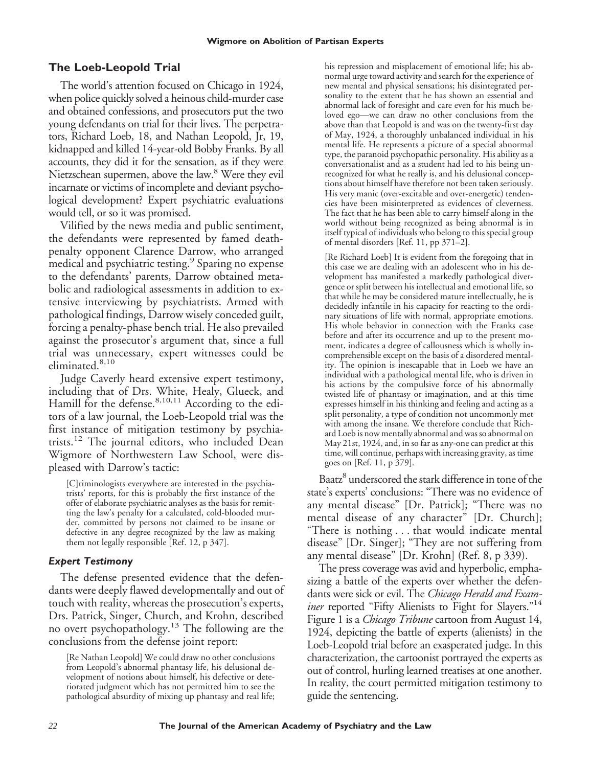## The Loeb-Leopold Trial

The world's attention focused on Chicago in 1924, when police quickly solved a heinous child-murder case and obtained confessions, and prosecutors put the two young defendants on trial for their lives. The perpetrators, Richard Loeb, 18, and Nathan Leopold, Jr, 19, kidnapped and killed 14-year-old Bobby Franks. By all accounts, they did it for the sensation, as if they were Nietzschean supermen, above the law.[8] Were they evil incarnate or victims of incomplete and deviant psychological development? Expert psychiatric evaluations would tell, or so it was promised.

Vilified by the news media and public sentiment, the defendants were represented by famed death-penalty opponent Clarence Darrow, who arranged medical and psychiatric testing.[9] Sparing no expense to the defendants' parents, Darrow obtained metabolic and radiological assessments in addition to extensive interviewing by psychiatrists. Armed with pathological findings, Darrow wisely conceded guilt, forcing a penalty-phase bench trial. He also prevailed against the prosecutor's argument that, since a full trial was unnecessary, expert witnesses could be eliminated.[8,10]

Judge Caverly heard extensive expert testimony, including that of Drs. White, Healy, Glueck, and Hamill for the defense.[8,10,11] According to the editors of a law journal, the Loeb-Leopold trial was the first instance of mitigation testimony by psychiatrists.[12] The journal editors, who included Dean Wigmore of Northwestern Law School, were displeased with Darrow's tactic:

> [C]riminologists everywhere are interested in the psychiatrists' reports, for this is probably the first instance of the offer of elaborate psychiatric analyses as the basis for remitting the law's penalty for a calculated, cold-blooded murder, committed by persons not claimed to be insane or defective in any degree recognized by the law as making them not legally responsible [Ref. 12, p 347].

### *Expert Testimony*

The defense presented evidence that the defendants were deeply flawed developmentally and out of touch with reality, whereas the prosecution's experts, Drs. Patrick, Singer, Church, and Krohn, described no overt psychopathology.[13] The following are the conclusions from the defense joint report:

> [Re Nathan Leopold] We could draw no other conclusions from Leopold's abnormal phantasy life, his delusional development of notions about himself, his defective or deteriorated judgment which has not permitted him to see the pathological absurdity of mixing up phantasy and real life; his repression and misplacement of emotional life; his abnormal urge toward activity and search for the experience of new mental and physical sensations; his disintegrated personality to the extent that he has shown an essential and abnormal lack of foresight and care even for his much beloved ego—we can draw no other conclusions from the above than that Leopold is and was on the twenty-first day of May, 1924, a thoroughly unbalanced individual in his mental life. He represents a picture of a special abnormal type, the paranoid psychopathic personality. His ability as a conversationalist and as a student had led to his being unrecognized for what he really is, and his delusional conceptions about himself have therefore not been taken seriously. His very manic (over-excitable and over-energetic) tendencies have been misinterpreted as evidences of cleverness. The fact that he has been able to carry himself along in the world without being recognized as being abnormal is in itself typical of individuals who belong to this special group of mental disorders [Ref. 11, pp 371–2].

> [Re Richard Loeb] It is evident from the foregoing that in this case we are dealing with an adolescent who in his development has manifested a markedly pathological divergence or split between his intellectual and emotional life, so that while he may be considered mature intellectually, he is decidedly infantile in his capacity for reacting to the ordinary situations of life with normal, appropriate emotions. His whole behavior in connection with the Franks case before and after its occurrence and up to the present moment, indicates a degree of callousness which is wholly incomprehensible except on the basis of a disordered mentality. The opinion is inescapable that in Loeb we have an individual with a pathological mental life, who is driven in his actions by the compulsive force of his abnormally twisted life of phantasy or imagination, and at this time expresses himself in his thinking and feeling and acting as a split personality, a type of condition not uncommonly met with among the insane. We therefore conclude that Richard Loeb is now mentally abnormal and was so abnormal on May 21st, 1924, and, in so far as any-one can predict at this time, will continue, perhaps with increasing gravity, as time goes on [Ref. 11, p 379].

Baatz[8] underscored the stark difference in tone of the state's experts' conclusions: "There was no evidence of any mental disease" [Dr. Patrick]; "There was no mental disease of any character" [Dr. Church]; "There is nothing . . . that would indicate mental disease" [Dr. Singer]; "They are not suffering from any mental disease" [Dr. Krohn] (Ref. 8, p 339).

The press coverage was avid and hyperbolic, emphasizing a battle of the experts over whether the defendants were sick or evil. The *Chicago Herald and Examiner* reported "Fifty Alienists to Fight for Slayers."[14] Figure 1 is a *Chicago Tribune* cartoon from August 14, 1924, depicting the battle of experts (alienists) in the Loeb-Leopold trial before an exasperated judge. In this characterization, the cartoonist portrayed the experts as out of control, hurling learned treatises at one another. In reality, the court permitted mitigation testimony to guide the sentencing.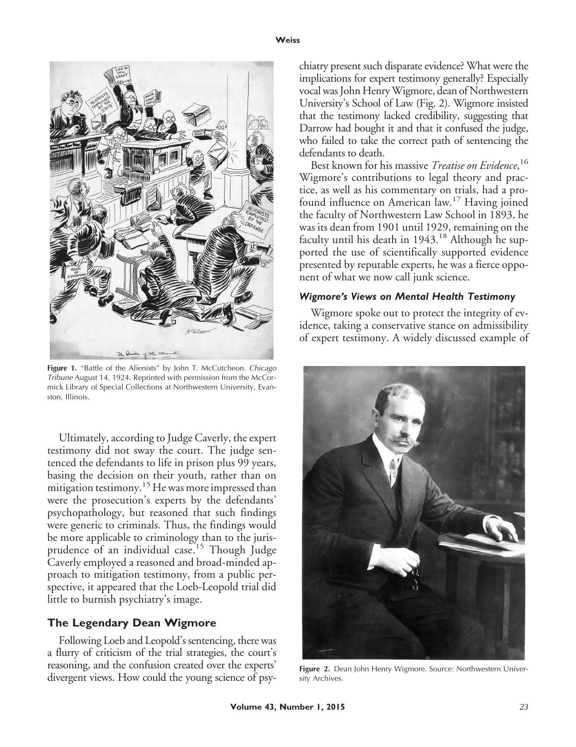Figure 1. "Battle of the Alienists" by John T. McCutcheon. *Chicago Tribune* August 14, 1924. Reprinted with permission from the McCormick Library of Special Collections at Northwestern University, Evanston, Illinois.

Ultimately, according to Judge Caverly, the expert testimony did not sway the court. The judge sentenced the defendants to life in prison plus 99 years, basing the decision on their youth, rather than on mitigation testimony.[15] He was more impressed than were the prosecution's experts by the defendants' psychopathology, but reasoned that such findings were generic to criminals. Thus, the findings would be more applicable to criminology than to the jurisprudence of an individual case.[15] Though Judge Caverly employed a reasoned and broad-minded approach to mitigation testimony, from a public perspective, it appeared that the Loeb-Leopold trial did little to burnish psychiatry's image.

## The Legendary Dean Wigmore

Following Loeb and Leopold's sentencing, there was a flurry of criticism of the trial strategies, the court's reasoning, and the confusion created over the experts' divergent views. How could the young science of psychiatry present such disparate evidence? What were the implications for expert testimony generally? Especially vocal was John Henry Wigmore, dean of Northwestern University's School of Law (Fig. 2). Wigmore insisted that the testimony lacked credibility, suggesting that Darrow had bought it and that it confused the judge, who failed to take the correct path of sentencing the defendants to death.

Best known for his massive *Treatise on Evidence*,[16] Wigmore's contributions to legal theory and practice, as well as his commentary on trials, had a profound influence on American law.[17] Having joined the faculty of Northwestern Law School in 1893, he was its dean from 1901 until 1929, remaining on the faculty until his death in 1943.[18] Although he supported the use of scientifically supported evidence presented by reputable experts, he was a fierce opponent of what we now call junk science.

### *Wigmore's Views on Mental Health Testimony*

Wigmore spoke out to protect the integrity of evidence, taking a conservative stance on admissibility of expert testimony. A widely discussed example of

Figure 2. Dean John Henry Wigmore. Source: Northwestern University Archives.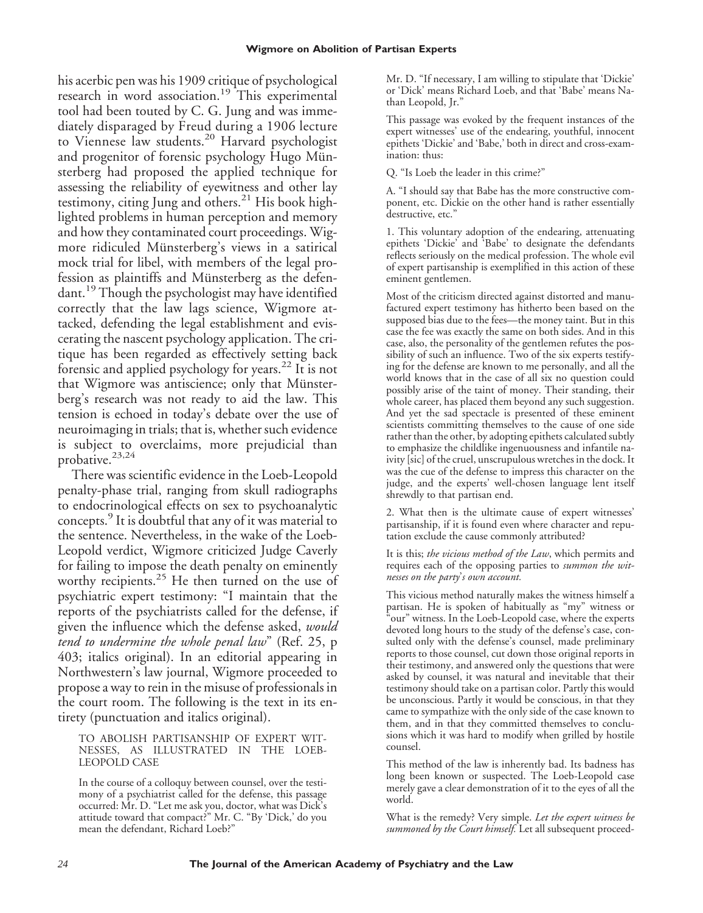his acerbic pen was his 1909 critique of psychological research in word association.[19] This experimental tool had been touted by C. G. Jung and was immediately disparaged by Freud during a 1906 lecture to Viennese law students.[20] Harvard psychologist and progenitor of forensic psychology Hugo Münsterberg had proposed the applied technique for assessing the reliability of eyewitness and other lay testimony, citing Jung and others.[21] His book highlighted problems in human perception and memory and how they contaminated court proceedings. Wigmore ridiculed Münsterberg's views in a satirical mock trial for libel, with members of the legal profession as plaintiffs and Münsterberg as the defendant.[19] Though the psychologist may have identified correctly that the law lags science, Wigmore attacked, defending the legal establishment and eviscerating the nascent psychology application. The critique has been regarded as effectively setting back forensic and applied psychology for years.[22] It is not that Wigmore was antiscience; only that Münsterberg's research was not ready to aid the law. This tension is echoed in today's debate over the use of neuroimaging in trials; that is, whether such evidence is subject to overclaims, more prejudicial than probative.[23,24]

There was scientific evidence in the Loeb-Leopold penalty-phase trial, ranging from skull radiographs to endocrinological effects on sex to psychoanalytic concepts.[9] It is doubtful that any of it was material to the sentence. Nevertheless, in the wake of the Loeb-Leopold verdict, Wigmore criticized Judge Caverly for failing to impose the death penalty on eminently worthy recipients.[25] He then turned on the use of psychiatric expert testimony: "I maintain that the reports of the psychiatrists called for the defense, if given the influence which the defense asked, *would tend to undermine the whole penal law*" (Ref. 25, p 403; italics original). In an editorial appearing in Northwestern's law journal, Wigmore proceeded to propose a way to rein in the misuse of professionals in the court room. The following is the text in its entirety (punctuation and italics original).

> TO ABOLISH PARTISANSHIP OF EXPERT WITNESSES, AS ILLUSTRATED IN THE LOEB-LEOPOLD CASE
>
> In the course of a colloquy between counsel, over the testimony of a psychiatrist called for the defense, this passage occurred: Mr. D. "Let me ask you, doctor, what was Dick's attitude toward that compact?" Mr. C. "By 'Dick,' do you mean the defendant, Richard Loeb?"
>
> Mr. D. "If necessary, I am willing to stipulate that 'Dickie' or 'Dick' means Richard Loeb, and that 'Babe' means Nathan Leopold, Jr."
>
> This passage was evoked by the frequent instances of the expert witnesses' use of the endearing, youthful, innocent epithets 'Dickie' and 'Babe,' both in direct and cross-examination: thus:
>
> Q. "Is Loeb the leader in this crime?"
>
> A. "I should say that Babe has the more constructive component, etc. Dickie on the other hand is rather essentially destructive, etc."
>
> 1. This voluntary adoption of the endearing, attenuating epithets 'Dickie' and 'Babe' to designate the defendants reflects seriously on the medical profession. The whole evil of expert partisanship is exemplified in this action of these eminent gentlemen.
>
> Most of the criticism directed against distorted and manufactured expert testimony has hitherto been based on the supposed bias due to the fees—the money taint. But in this case the fee was exactly the same on both sides. And in this case, also, the personality of the gentlemen refutes the possibility of such an influence. Two of the six experts testifying for the defense are known to me personally, and all the world knows that in the case of all six no question could possibly arise of the taint of money. Their standing, their whole career, has placed them beyond any such suggestion. And yet the sad spectacle is presented of these eminent scientists committing themselves to the cause of one side rather than the other, by adopting epithets calculated subtly to emphasize the childlike ingenuousness and infantile naivity [sic] of the cruel, unscrupulous wretches in the dock. It was the cue of the defense to impress this character on the judge, and the experts' well-chosen language lent itself shrewdly to that partisan end.
>
> 2. What then is the ultimate cause of expert witnesses' partisanship, if it is found even where character and reputation exclude the cause commonly attributed?
>
> It is this; *the vicious method of the Law*, which permits and requires each of the opposing parties to *summon the witnesses on the party's own account.*
>
> This vicious method naturally makes the witness himself a partisan. He is spoken of habitually as "my" witness or "our" witness. In the Loeb-Leopold case, where the experts devoted long hours to the study of the defense's case, consulted only with the defense's counsel, made preliminary reports to those counsel, cut down those original reports in their testimony, and answered only the questions that were asked by counsel, it was natural and inevitable that their testimony should take on a partisan color. Partly this would be unconscious. Partly it would be conscious, in that they came to sympathize with the only side of the case known to them, and in that they committed themselves to conclusions which it was hard to modify when grilled by hostile counsel.
>
> This method of the law is inherently bad. Its badness has long been known or suspected. The Loeb-Leopold case merely gave a clear demonstration of it to the eyes of all the world.
>
> What is the remedy? Very simple. *Let the expert witness be summoned by the Court himself.* Let all subsequent proceed-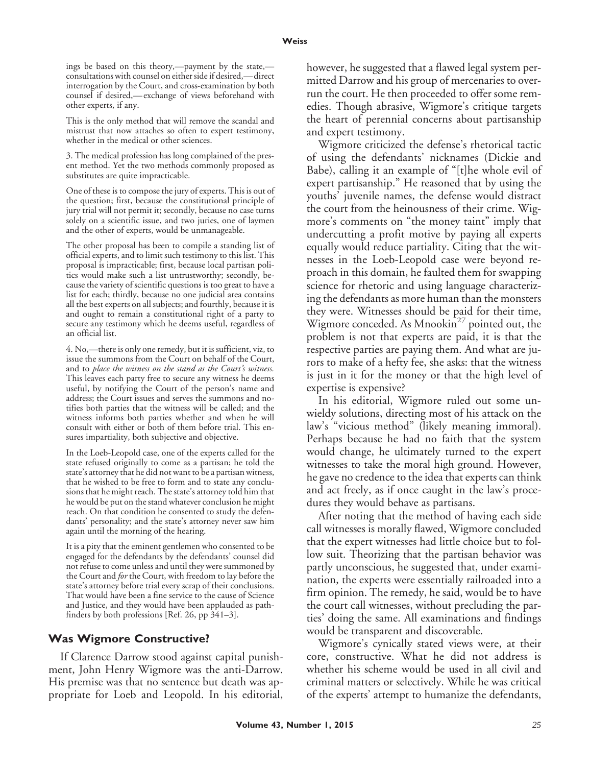ings be based on this theory,—payment by the state,—consultations with counsel on either side if desired,—direct interrogation by the Court, and cross-examination by both counsel if desired,—exchange of views beforehand with other experts, if any.

This is the only method that will remove the scandal and mistrust that now attaches so often to expert testimony, whether in the medical or other sciences.

3. The medical profession has long complained of the present method. Yet the two methods commonly proposed as substitutes are quite impracticable.

One of these is to compose the jury of experts. This is out of the question; first, because the constitutional principle of jury trial will not permit it; secondly, because no case turns solely on a scientific issue, and two juries, one of laymen and the other of experts, would be unmanageable.

The other proposal has been to compile a standing list of official experts, and to limit such testimony to this list. This proposal is impracticable; first, because local partisan politics would make such a list untrustworthy; secondly, because the variety of scientific questions is too great to have a list for each; thirdly, because no one judicial area contains all the best experts on all subjects; and fourthly, because it is and ought to remain a constitutional right of a party to secure any testimony which he deems useful, regardless of an official list.

4. No,—there is only one remedy, but it is sufficient, viz, to issue the summons from the Court on behalf of the Court, and to *place the witness on the stand as the Court's witness.* This leaves each party free to secure any witness he deems useful, by notifying the Court of the person's name and address; the Court issues and serves the summons and notifies both parties that the witness will be called; and the witness informs both parties whether and when he will consult with either or both of them before trial. This ensures impartiality, both subjective and objective.

In the Loeb-Leopold case, one of the experts called for the state refused originally to come as a partisan; he told the state's attorney that he did not want to be a partisan witness, that he wished to be free to form and to state any conclusions that he might reach. The state's attorney told him that he would be put on the stand whatever conclusion he might reach. On that condition he consented to study the defendants' personality; and the state's attorney never saw him again until the morning of the hearing.

It is a pity that the eminent gentlemen who consented to be engaged for the defendants by the defendants' counsel did not refuse to come unless and until they were summoned by the Court and *for* the Court, with freedom to lay before the state's attorney before trial every scrap of their conclusions. That would have been a fine service to the cause of Science and Justice, and they would have been applauded as pathfinders by both professions [Ref. 26, pp 341–3].

## Was Wigmore Constructive?

If Clarence Darrow stood against capital punishment, John Henry Wigmore was the anti-Darrow. His premise was that no sentence but death was appropriate for Loeb and Leopold. In his editorial, however, he suggested that a flawed legal system permitted Darrow and his group of mercenaries to overrun the court. He then proceeded to offer some remedies. Though abrasive, Wigmore's critique targets the heart of perennial concerns about partisanship and expert testimony.

Wigmore criticized the defense's rhetorical tactic of using the defendants' nicknames (Dickie and Babe), calling it an example of "[t]he whole evil of expert partisanship." He reasoned that by using the youths' juvenile names, the defense would distract the court from the heinousness of their crime. Wigmore's comments on "the money taint" imply that undercutting a profit motive by paying all experts equally would reduce partiality. Citing that the witnesses in the Loeb-Leopold case were beyond reproach in this domain, he faulted them for swapping science for rhetoric and using language characterizing the defendants as more human than the monsters they were. Witnesses should be paid for their time, Wigmore conceded. As Mnookin[27] pointed out, the problem is not that experts are paid, it is that the respective parties are paying them. And what are jurors to make of a hefty fee, she asks: that the witness is just in it for the money or that the high level of expertise is expensive?

In his editorial, Wigmore ruled out some unwieldy solutions, directing most of his attack on the law's "vicious method" (likely meaning immoral). Perhaps because he had no faith that the system would change, he ultimately turned to the expert witnesses to take the moral high ground. However, he gave no credence to the idea that experts can think and act freely, as if once caught in the law's procedures they would behave as partisans.

After noting that the method of having each side call witnesses is morally flawed, Wigmore concluded that the expert witnesses had little choice but to follow suit. Theorizing that the partisan behavior was partly unconscious, he suggested that, under examination, the experts were essentially railroaded into a firm opinion. The remedy, he said, would be to have the court call witnesses, without precluding the parties' doing the same. All examinations and findings would be transparent and discoverable.

Wigmore's cynically stated views were, at their core, constructive. What he did not address is whether his scheme would be used in all civil and criminal matters or selectively. While he was critical of the experts' attempt to humanize the defendants,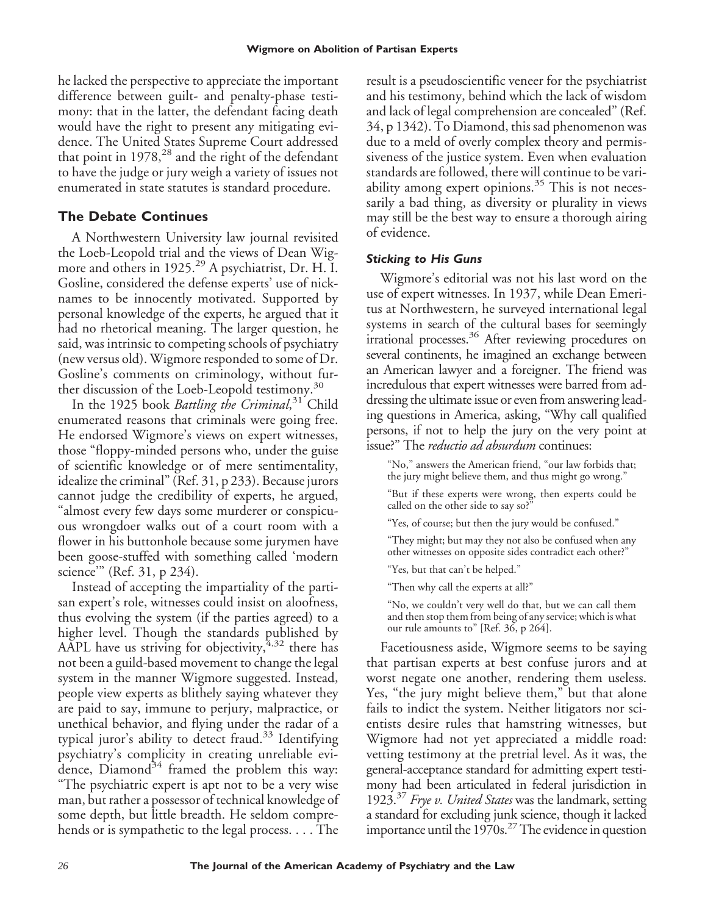he lacked the perspective to appreciate the important difference between guilt- and penalty-phase testimony: that in the latter, the defendant facing death would have the right to present any mitigating evidence. The United States Supreme Court addressed that point in 1978,[28] and the right of the defendant to have the judge or jury weigh a variety of issues not enumerated in state statutes is standard procedure.

## The Debate Continues

A Northwestern University law journal revisited the Loeb-Leopold trial and the views of Dean Wigmore and others in 1925.[29] A psychiatrist, Dr. H. I. Gosline, considered the defense experts' use of nicknames to be innocently motivated. Supported by personal knowledge of the experts, he argued that it had no rhetorical meaning. The larger question, he said, was intrinsic to competing schools of psychiatry (new versus old). Wigmore responded to some of Dr. Gosline's comments on criminology, without further discussion of the Loeb-Leopold testimony.[30]

In the 1925 book *Battling the Criminal*,[31] Child enumerated reasons that criminals were going free. He endorsed Wigmore's views on expert witnesses, those "floppy-minded persons who, under the guise of scientific knowledge or of mere sentimentality, idealize the criminal" (Ref. 31, p 233). Because jurors cannot judge the credibility of experts, he argued, "almost every few days some murderer or conspicuous wrongdoer walks out of a court room with a flower in his buttonhole because some jurymen have been goose-stuffed with something called 'modern science'" (Ref. 31, p 234).

Instead of accepting the impartiality of the partisan expert's role, witnesses could insist on aloofness, thus evolving the system (if the parties agreed) to a higher level. Though the standards published by AAPL have us striving for objectivity,[4,32] there has not been a guild-based movement to change the legal system in the manner Wigmore suggested. Instead, people view experts as blithely saying whatever they are paid to say, immune to perjury, malpractice, or unethical behavior, and flying under the radar of a typical juror's ability to detect fraud.[33] Identifying psychiatry's complicity in creating unreliable evidence, Diamond[34] framed the problem this way: "The psychiatric expert is apt not to be a very wise man, but rather a possessor of technical knowledge of some depth, but little breadth. He seldom comprehends or is sympathetic to the legal process. . . . The result is a pseudoscientific veneer for the psychiatrist and his testimony, behind which the lack of wisdom and lack of legal comprehension are concealed" (Ref. 34, p 1342). To Diamond, this sad phenomenon was due to a meld of overly complex theory and permissiveness of the justice system. Even when evaluation standards are followed, there will continue to be variability among expert opinions.[35] This is not necessarily a bad thing, as diversity or plurality in views may still be the best way to ensure a thorough airing of evidence.

### *Sticking to His Guns*

Wigmore's editorial was not his last word on the use of expert witnesses. In 1937, while Dean Emeritus at Northwestern, he surveyed international legal systems in search of the cultural bases for seemingly irrational processes.[36] After reviewing procedures on several continents, he imagined an exchange between an American lawyer and a foreigner. The friend was incredulous that expert witnesses were barred from addressing the ultimate issue or even from answering leading questions in America, asking, "Why call qualified persons, if not to help the jury on the very point at issue?" The *reductio ad absurdum* continues:

> "No," answers the American friend, "our law forbids that; the jury might believe them, and thus might go wrong."
>
> "But if these experts were wrong, then experts could be called on the other side to say so?"
>
> "Yes, of course; but then the jury would be confused."
>
> "They might; but may they not also be confused when any other witnesses on opposite sides contradict each other?"
>
> "Yes, but that can't be helped."
>
> "Then why call the experts at all?"
>
> "No, we couldn't very well do that, but we can call them and then stop them from being of any service; which is what our rule amounts to" [Ref. 36, p 264].

Facetiousness aside, Wigmore seems to be saying that partisan experts at best confuse jurors and at worst negate one another, rendering them useless. Yes, "the jury might believe them," but that alone fails to indict the system. Neither litigators nor scientists desire rules that hamstring witnesses, but Wigmore had not yet appreciated a middle road: vetting testimony at the pretrial level. As it was, the general-acceptance standard for admitting expert testimony had been articulated in federal jurisdiction in 1923.[37] *Frye v. United States* was the landmark, setting a standard for excluding junk science, though it lacked importance until the 1970s.[27] The evidence in question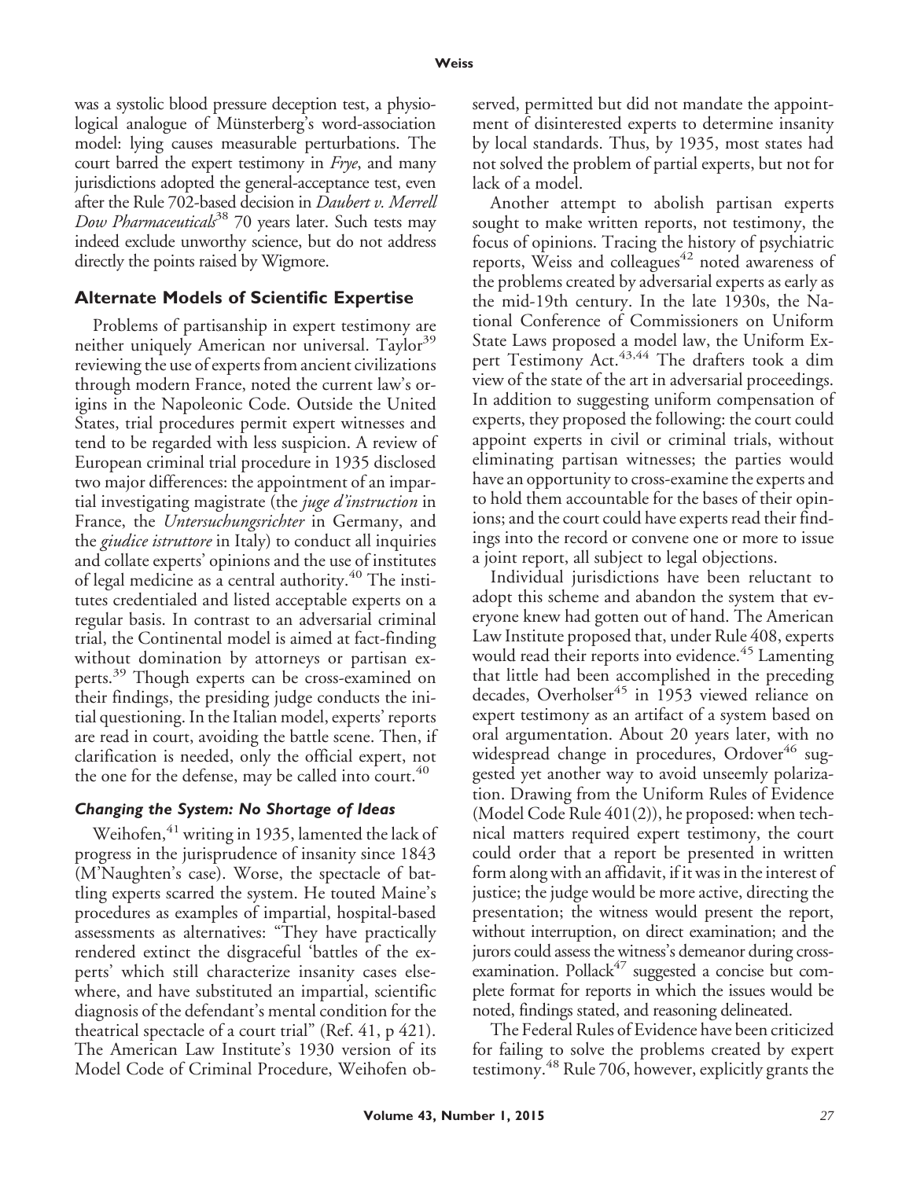was a systolic blood pressure deception test, a physiological analogue of Münsterberg's word-association model: lying causes measurable perturbations. The court barred the expert testimony in *Frye*, and many jurisdictions adopted the general-acceptance test, even after the Rule 702-based decision in *Daubert v. Merrell Dow Pharmaceuticals*[38] 70 years later. Such tests may indeed exclude unworthy science, but do not address directly the points raised by Wigmore.

## Alternate Models of Scientific Expertise

Problems of partisanship in expert testimony are neither uniquely American nor universal. Taylor[39] reviewing the use of experts from ancient civilizations through modern France, noted the current law's origins in the Napoleonic Code. Outside the United States, trial procedures permit expert witnesses and tend to be regarded with less suspicion. A review of European criminal trial procedure in 1935 disclosed two major differences: the appointment of an impartial investigating magistrate (the *juge d'instruction* in France, the *Untersuchungsrichter* in Germany, and the *giudice istruttore* in Italy) to conduct all inquiries and collate experts' opinions and the use of institutes of legal medicine as a central authority.[40] The institutes credentialed and listed acceptable experts on a regular basis. In contrast to an adversarial criminal trial, the Continental model is aimed at fact-finding without domination by attorneys or partisan experts.[39] Though experts can be cross-examined on their findings, the presiding judge conducts the initial questioning. In the Italian model, experts' reports are read in court, avoiding the battle scene. Then, if clarification is needed, only the official expert, not the one for the defense, may be called into court.[40]

### *Changing the System: No Shortage of Ideas*

Weihofen,[41] writing in 1935, lamented the lack of progress in the jurisprudence of insanity since 1843 (M'Naughten's case). Worse, the spectacle of battling experts scarred the system. He touted Maine's procedures as examples of impartial, hospital-based assessments as alternatives: "They have practically rendered extinct the disgraceful 'battles of the experts' which still characterize insanity cases elsewhere, and have substituted an impartial, scientific diagnosis of the defendant's mental condition for the theatrical spectacle of a court trial" (Ref. 41, p 421). The American Law Institute's 1930 version of its Model Code of Criminal Procedure, Weihofen observed, permitted but did not mandate the appointment of disinterested experts to determine insanity by local standards. Thus, by 1935, most states had not solved the problem of partial experts, but not for lack of a model.

Another attempt to abolish partisan experts sought to make written reports, not testimony, the focus of opinions. Tracing the history of psychiatric reports, Weiss and colleagues[42] noted awareness of the problems created by adversarial experts as early as the mid-19th century. In the late 1930s, the National Conference of Commissioners on Uniform State Laws proposed a model law, the Uniform Expert Testimony Act.[43,44] The drafters took a dim view of the state of the art in adversarial proceedings. In addition to suggesting uniform compensation of experts, they proposed the following: the court could appoint experts in civil or criminal trials, without eliminating partisan witnesses; the parties would have an opportunity to cross-examine the experts and to hold them accountable for the bases of their opinions; and the court could have experts read their findings into the record or convene one or more to issue a joint report, all subject to legal objections.

Individual jurisdictions have been reluctant to adopt this scheme and abandon the system that everyone knew had gotten out of hand. The American Law Institute proposed that, under Rule 408, experts would read their reports into evidence.[45] Lamenting that little had been accomplished in the preceding decades, Overholser[45] in 1953 viewed reliance on expert testimony as an artifact of a system based on oral argumentation. About 20 years later, with no widespread change in procedures, Ordover[46] suggested yet another way to avoid unseemly polarization. Drawing from the Uniform Rules of Evidence (Model Code Rule 401(2)), he proposed: when technical matters required expert testimony, the court could order that a report be presented in written form along with an affidavit, if it was in the interest of justice; the judge would be more active, directing the presentation; the witness would present the report, without interruption, on direct examination; and the jurors could assess the witness's demeanor during cross-examination. Pollack[47] suggested a concise but complete format for reports in which the issues would be noted, findings stated, and reasoning delineated.

The Federal Rules of Evidence have been criticized for failing to solve the problems created by expert testimony.[48] Rule 706, however, explicitly grants the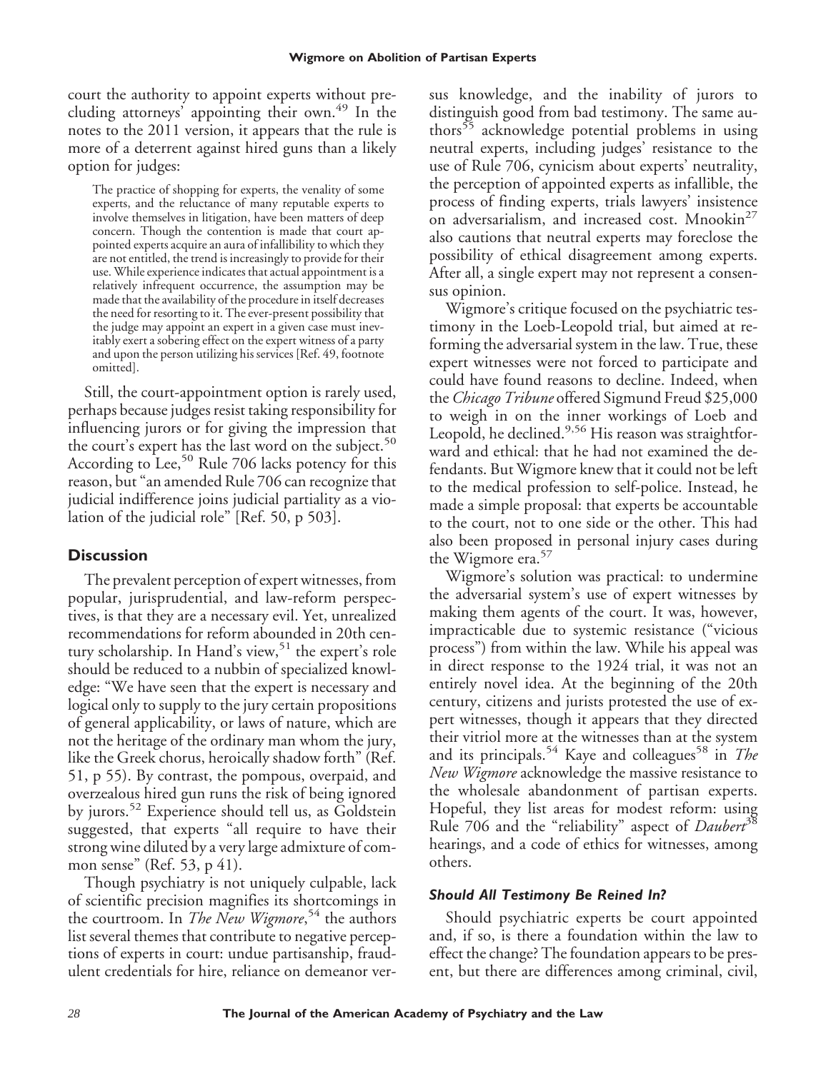court the authority to appoint experts without precluding attorneys' appointing their own.[49] In the notes to the 2011 version, it appears that the rule is more of a deterrent against hired guns than a likely option for judges:

> The practice of shopping for experts, the venality of some experts, and the reluctance of many reputable experts to involve themselves in litigation, have been matters of deep concern. Though the contention is made that court appointed experts acquire an aura of infallibility to which they are not entitled, the trend is increasingly to provide for their use. While experience indicates that actual appointment is a relatively infrequent occurrence, the assumption may be made that the availability of the procedure in itself decreases the need for resorting to it. The ever-present possibility that the judge may appoint an expert in a given case must inevitably exert a sobering effect on the expert witness of a party and upon the person utilizing his services [Ref. 49, footnote omitted].

Still, the court-appointment option is rarely used, perhaps because judges resist taking responsibility for influencing jurors or for giving the impression that the court's expert has the last word on the subject.[50] According to Lee,[50] Rule 706 lacks potency for this reason, but "an amended Rule 706 can recognize that judicial indifference joins judicial partiality as a violation of the judicial role" [Ref. 50, p 503].

## Discussion

The prevalent perception of expert witnesses, from popular, jurisprudential, and law-reform perspectives, is that they are a necessary evil. Yet, unrealized recommendations for reform abounded in 20th century scholarship. In Hand's view,[51] the expert's role should be reduced to a nubbin of specialized knowledge: "We have seen that the expert is necessary and logical only to supply to the jury certain propositions of general applicability, or laws of nature, which are not the heritage of the ordinary man whom the jury, like the Greek chorus, heroically shadow forth" (Ref. 51, p 55). By contrast, the pompous, overpaid, and overzealous hired gun runs the risk of being ignored by jurors.[52] Experience should tell us, as Goldstein suggested, that experts "all require to have their strong wine diluted by a very large admixture of common sense" (Ref. 53, p 41).

Though psychiatry is not uniquely culpable, lack of scientific precision magnifies its shortcomings in the courtroom. In *The New Wigmore*,[54] the authors list several themes that contribute to negative perceptions of experts in court: undue partisanship, fraudulent credentials for hire, reliance on demeanor versus knowledge, and the inability of jurors to distinguish good from bad testimony. The same authors[55] acknowledge potential problems in using neutral experts, including judges' resistance to the use of Rule 706, cynicism about experts' neutrality, the perception of appointed experts as infallible, the process of finding experts, trials lawyers' insistence on adversarialism, and increased cost. Mnookin[27] also cautions that neutral experts may foreclose the possibility of ethical disagreement among experts. After all, a single expert may not represent a consensus opinion.

Wigmore's critique focused on the psychiatric testimony in the Loeb-Leopold trial, but aimed at reforming the adversarial system in the law. True, these expert witnesses were not forced to participate and could have found reasons to decline. Indeed, when the *Chicago Tribune* offered Sigmund Freud $25,000 to weigh in on the inner workings of Loeb and Leopold, he declined.[9,56] His reason was straightforward and ethical: that he had not examined the defendants. But Wigmore knew that it could not be left to the medical profession to self-police. Instead, he made a simple proposal: that experts be accountable to the court, not to one side or the other. This had also been proposed in personal injury cases during the Wigmore era.[57]

Wigmore's solution was practical: to undermine the adversarial system's use of expert witnesses by making them agents of the court. It was, however, impracticable due to systemic resistance ("vicious process") from within the law. While his appeal was in direct response to the 1924 trial, it was not an entirely novel idea. At the beginning of the 20th century, citizens and jurists protested the use of expert witnesses, though it appears that they directed their vitriol more at the witnesses than at the system and its principals.[54] Kaye and colleagues[58] in *The New Wigmore* acknowledge the massive resistance to the wholesale abandonment of partisan experts. Hopeful, they list areas for modest reform: using Rule 706 and the "reliability" aspect of *Daubert*[38] hearings, and a code of ethics for witnesses, among others.

### *Should All Testimony Be Reined In?*

Should psychiatric experts be court appointed and, if so, is there a foundation within the law to effect the change? The foundation appears to be present, but there are differences among criminal, civil,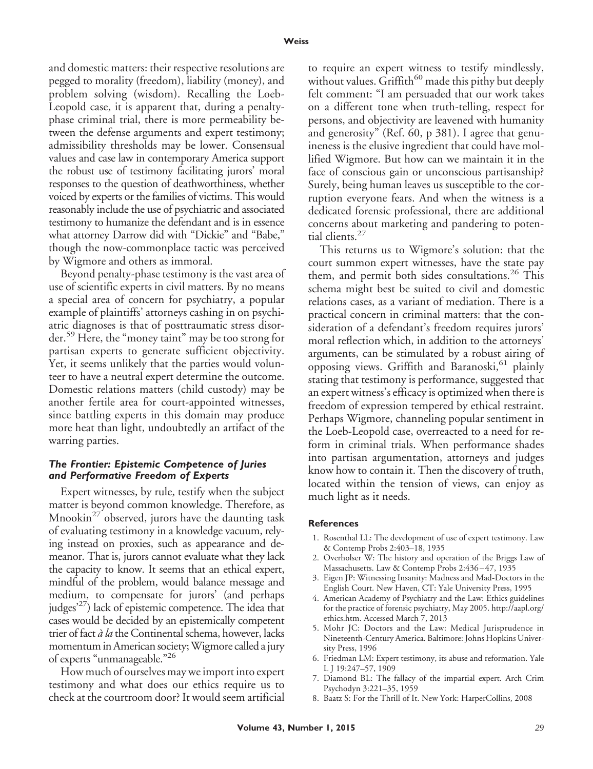and domestic matters: their respective resolutions are pegged to morality (freedom), liability (money), and problem solving (wisdom). Recalling the Loeb-Leopold case, it is apparent that, during a penalty-phase criminal trial, there is more permeability between the defense arguments and expert testimony; admissibility thresholds may be lower. Consensual values and case law in contemporary America support the robust use of testimony facilitating jurors' moral responses to the question of deathworthiness, whether voiced by experts or the families of victims. This would reasonably include the use of psychiatric and associated testimony to humanize the defendant and is in essence what attorney Darrow did with "Dickie" and "Babe," though the now-commonplace tactic was perceived by Wigmore and others as immoral.

Beyond penalty-phase testimony is the vast area of use of scientific experts in civil matters. By no means a special area of concern for psychiatry, a popular example of plaintiffs' attorneys cashing in on psychiatric diagnoses is that of posttraumatic stress disorder.[59] Here, the "money taint" may be too strong for partisan experts to generate sufficient objectivity. Yet, it seems unlikely that the parties would volunteer to have a neutral expert determine the outcome. Domestic relations matters (child custody) may be another fertile area for court-appointed witnesses, since battling experts in this domain may produce more heat than light, undoubtedly an artifact of the warring parties.

### *The Frontier: Epistemic Competence of Juries and Performative Freedom of Experts*

Expert witnesses, by rule, testify when the subject matter is beyond common knowledge. Therefore, as Mnookin[27] observed, jurors have the daunting task of evaluating testimony in a knowledge vacuum, relying instead on proxies, such as appearance and demeanor. That is, jurors cannot evaluate what they lack the capacity to know. It seems that an ethical expert, mindful of the problem, would balance message and medium, to compensate for jurors' (and perhaps judges'[27]) lack of epistemic competence. The idea that cases would be decided by an epistemically competent trier of fact *à la* the Continental schema, however, lacks momentum in American society; Wigmore called a jury of experts "unmanageable."[26]

How much of ourselves may we import into expert testimony and what does our ethics require us to check at the courtroom door? It would seem artificial to require an expert witness to testify mindlessly, without values. Griffith[60] made this pithy but deeply felt comment: "I am persuaded that our work takes on a different tone when truth-telling, respect for persons, and objectivity are leavened with humanity and generosity" (Ref. 60, p 381). I agree that genuineness is the elusive ingredient that could have mollified Wigmore. But how can we maintain it in the face of conscious gain or unconscious partisanship? Surely, being human leaves us susceptible to the corruption everyone fears. And when the witness is a dedicated forensic professional, there are additional concerns about marketing and pandering to potential clients.[27]

This returns us to Wigmore's solution: that the court summon expert witnesses, have the state pay them, and permit both sides consultations.[26] This schema might best be suited to civil and domestic relations cases, as a variant of mediation. There is a practical concern in criminal matters: that the consideration of a defendant's freedom requires jurors' moral reflection which, in addition to the attorneys' arguments, can be stimulated by a robust airing of opposing views. Griffith and Baranoski,[61] plainly stating that testimony is performance, suggested that an expert witness's efficacy is optimized when there is freedom of expression tempered by ethical restraint. Perhaps Wigmore, channeling popular sentiment in the Loeb-Leopold case, overreacted to a need for reform in criminal trials. When performance shades into partisan argumentation, attorneys and judges know how to contain it. Then the discovery of truth, located within the tension of views, can enjoy as much light as it needs.

## References

1. Rosenthal LL: The development of use of expert testimony. Law & Contemp Probs 2:403–18, 1935
2. Overholser W: The history and operation of the Briggs Law of Massachusetts. Law & Contemp Probs 2:436–47, 1935
3. Eigen JP: Witnessing Insanity: Madness and Mad-Doctors in the English Court. New Haven, CT: Yale University Press, 1995
4. American Academy of Psychiatry and the Law: Ethics guidelines for the practice of forensic psychiatry, May 2005. http://aapl.org/ethics.htm. Accessed March 7, 2013
5. Mohr JC: Doctors and the Law: Medical Jurisprudence in Nineteenth-Century America. Baltimore: Johns Hopkins University Press, 1996
6. Friedman LM: Expert testimony, its abuse and reformation. Yale L J 19:247–57, 1909
7. Diamond BL: The fallacy of the impartial expert. Arch Crim Psychodyn 3:221–35, 1959
8. Baatz S: For the Thrill of It. New York: HarperCollins, 2008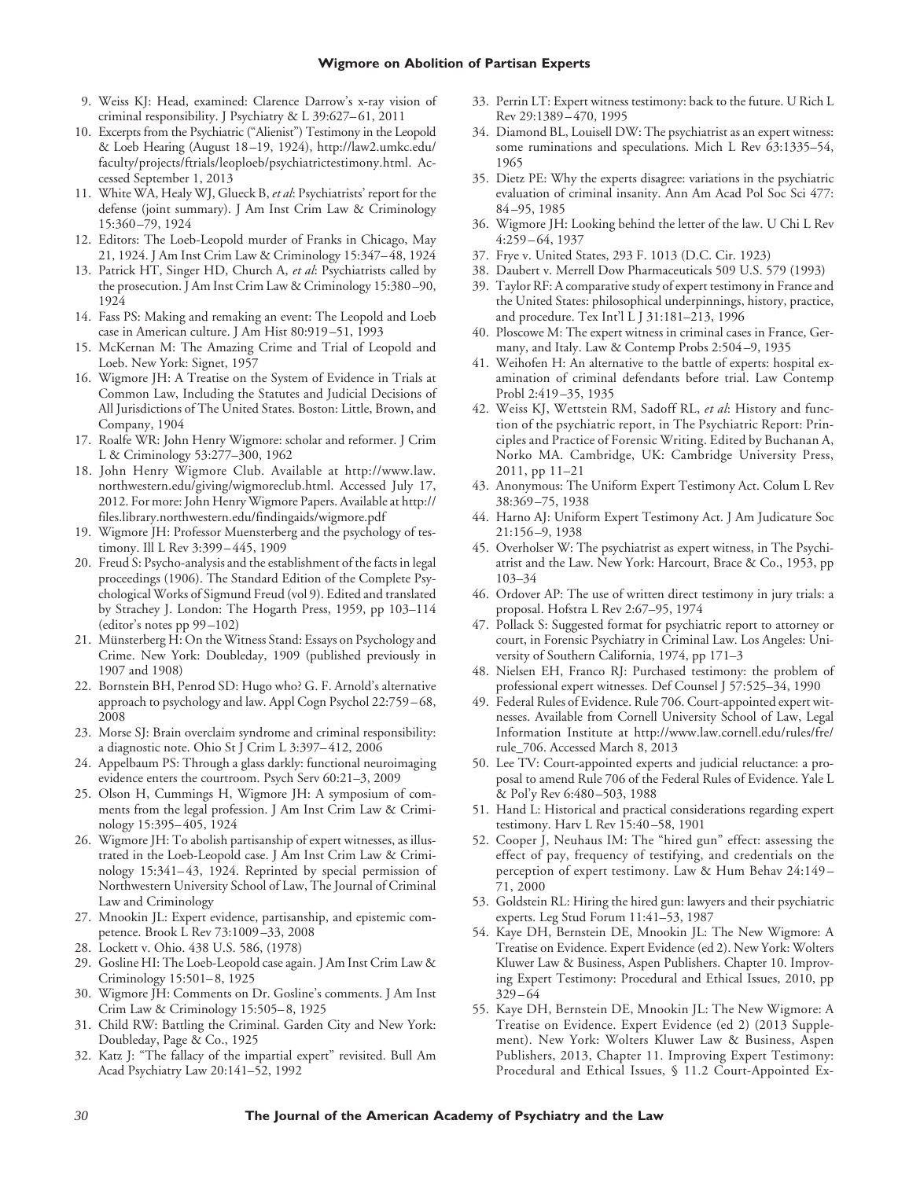9. Weiss KJ: Head, examined: Clarence Darrow's x-ray vision of criminal responsibility. J Psychiatry & L 39:627–61, 2011
10. Excerpts from the Psychiatric ("Alienist") Testimony in the Leopold & Loeb Hearing (August 18–19, 1924), http://law2.umkc.edu/faculty/projects/ftrials/leoploeb/psychiatrictestimony.html. Accessed September 1, 2013
11. White WA, Healy WJ, Glueck B, *et al*: Psychiatrists' report for the defense (joint summary). J Am Inst Crim Law & Criminology 15:360–79, 1924
12. Editors: The Loeb-Leopold murder of Franks in Chicago, May 21, 1924. J Am Inst Crim Law & Criminology 15:347–48, 1924
13. Patrick HT, Singer HD, Church A, *et al*: Psychiatrists called by the prosecution. J Am Inst Crim Law & Criminology 15:380–90, 1924
14. Fass PS: Making and remaking an event: The Leopold and Loeb case in American culture. J Am Hist 80:919–51, 1993
15. McKernan M: The Amazing Crime and Trial of Leopold and Loeb. New York: Signet, 1957
16. Wigmore JH: A Treatise on the System of Evidence in Trials at Common Law, Including the Statutes and Judicial Decisions of All Jurisdictions of The United States. Boston: Little, Brown, and Company, 1904
17. Roalfe WR: John Henry Wigmore: scholar and reformer. J Crim L & Criminology 53:277–300, 1962
18. John Henry Wigmore Club. Available at http://www.law.northwestern.edu/giving/wigmoreclub.html. Accessed July 17, 2012. For more: John Henry Wigmore Papers. Available at http://files.library.northwestern.edu/findingaids/wigmore.pdf
19. Wigmore JH: Professor Muensterberg and the psychology of testimony. Ill L Rev 3:399–445, 1909
20. Freud S: Psycho-analysis and the establishment of the facts in legal proceedings (1906). The Standard Edition of the Complete Psychological Works of Sigmund Freud (vol 9). Edited and translated by Strachey J. London: The Hogarth Press, 1959, pp 103–114 (editor's notes pp 99–102)
21. Münsterberg H: On the Witness Stand: Essays on Psychology and Crime. New York: Doubleday, 1909 (published previously in 1907 and 1908)
22. Bornstein BH, Penrod SD: Hugo who? G. F. Arnold's alternative approach to psychology and law. Appl Cogn Psychol 22:759–68, 2008
23. Morse SJ: Brain overclaim syndrome and criminal responsibility: a diagnostic note. Ohio St J Crim L 3:397–412, 2006
24. Appelbaum PS: Through a glass darkly: functional neuroimaging evidence enters the courtroom. Psych Serv 60:21–3, 2009
25. Olson H, Cummings H, Wigmore JH: A symposium of comments from the legal profession. J Am Inst Crim Law & Criminology 15:395–405, 1924
26. Wigmore JH: To abolish partisanship of expert witnesses, as illustrated in the Loeb-Leopold case. J Am Inst Crim Law & Criminology 15:341–43, 1924. Reprinted by special permission of Northwestern University School of Law, The Journal of Criminal Law and Criminology
27. Mnookin JL: Expert evidence, partisanship, and epistemic competence. Brook L Rev 73:1009–33, 2008
28. Lockett v. Ohio. 438 U.S. 586, (1978)
29. Gosline HI: The Loeb-Leopold case again. J Am Inst Crim Law & Criminology 15:501–8, 1925
30. Wigmore JH: Comments on Dr. Gosline's comments. J Am Inst Crim Law & Criminology 15:505–8, 1925
31. Child RW: Battling the Criminal. Garden City and New York: Doubleday, Page & Co., 1925
32. Katz J: "The fallacy of the impartial expert" revisited. Bull Am Acad Psychiatry Law 20:141–52, 1992
33. Perrin LT: Expert witness testimony: back to the future. U Rich L Rev 29:1389–470, 1995
34. Diamond BL, Louisell DW: The psychiatrist as an expert witness: some ruminations and speculations. Mich L Rev 63:1335–54, 1965
35. Dietz PE: Why the experts disagree: variations in the psychiatric evaluation of criminal insanity. Ann Am Acad Pol Soc Sci 477: 84–95, 1985
36. Wigmore JH: Looking behind the letter of the law. U Chi L Rev 4:259–64, 1937
37. Frye v. United States, 293 F. 1013 (D.C. Cir. 1923)
38. Daubert v. Merrell Dow Pharmaceuticals 509 U.S. 579 (1993)
39. Taylor RF: A comparative study of expert testimony in France and the United States: philosophical underpinnings, history, practice, and procedure. Tex Int'l L J 31:181–213, 1996
40. Ploscowe M: The expert witness in criminal cases in France, Germany, and Italy. Law & Contemp Probs 2:504–9, 1935
41. Weihofen H: An alternative to the battle of experts: hospital examination of criminal defendants before trial. Law Contemp Probl 2:419–35, 1935
42. Weiss KJ, Wettstein RM, Sadoff RL, *et al*: History and function of the psychiatric report, in The Psychiatric Report: Principles and Practice of Forensic Writing. Edited by Buchanan A, Norko MA. Cambridge, UK: Cambridge University Press, 2011, pp 11–21
43. Anonymous: The Uniform Expert Testimony Act. Colum L Rev 38:369–75, 1938
44. Harno AJ: Uniform Expert Testimony Act. J Am Judicature Soc 21:156–9, 1938
45. Overholser W: The psychiatrist as expert witness, in The Psychiatrist and the Law. New York: Harcourt, Brace & Co., 1953, pp 103–34
46. Ordover AP: The use of written direct testimony in jury trials: a proposal. Hofstra L Rev 2:67–95, 1974
47. Pollack S: Suggested format for psychiatric report to attorney or court, in Forensic Psychiatry in Criminal Law. Los Angeles: University of Southern California, 1974, pp 171–3
48. Nielsen EH, Franco RJ: Purchased testimony: the problem of professional expert witnesses. Def Counsel J 57:525–34, 1990
49. Federal Rules of Evidence. Rule 706. Court-appointed expert witnesses. Available from Cornell University School of Law, Legal Information Institute at http://www.law.cornell.edu/rules/fre/rule_706. Accessed March 8, 2013
50. Lee TV: Court-appointed experts and judicial reluctance: a proposal to amend Rule 706 of the Federal Rules of Evidence. Yale L & Pol'y Rev 6:480–503, 1988
51. Hand L: Historical and practical considerations regarding expert testimony. Harv L Rev 15:40–58, 1901
52. Cooper J, Neuhaus IM: The "hired gun" effect: assessing the effect of pay, frequency of testifying, and credentials on the perception of expert testimony. Law & Hum Behav 24:149–71, 2000
53. Goldstein RL: Hiring the hired gun: lawyers and their psychiatric experts. Leg Stud Forum 11:41–53, 1987
54. Kaye DH, Bernstein DE, Mnookin JL: The New Wigmore: A Treatise on Evidence. Expert Evidence (ed 2). New York: Wolters Kluwer Law & Business, Aspen Publishers. Chapter 10. Improving Expert Testimony: Procedural and Ethical Issues, 2010, pp 329–64
55. Kaye DH, Bernstein DE, Mnookin JL: The New Wigmore: A Treatise on Evidence. Expert Evidence (ed 2) (2013 Supplement). New York: Wolters Kluwer Law & Business, Aspen Publishers, 2013, Chapter 11. Improving Expert Testimony: Procedural and Ethical Issues, § 11.2 Court-Appointed Ex-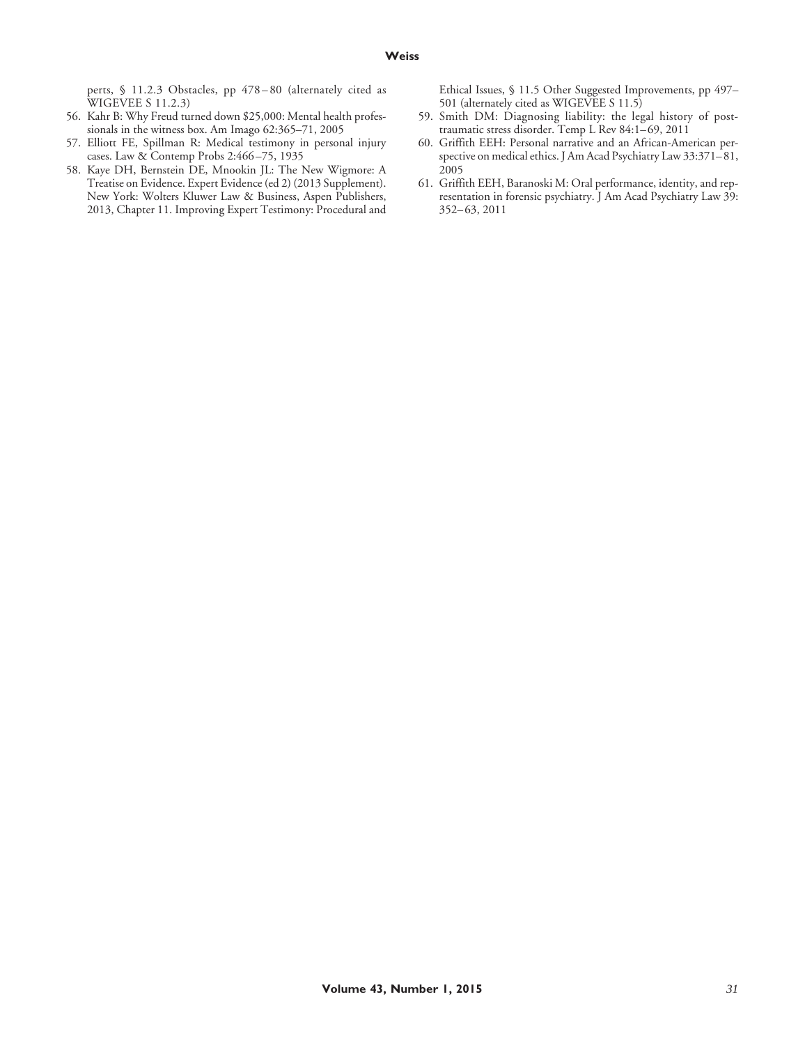perts, § 11.2.3 Obstacles, pp 478–80 (alternately cited as WIGEVEE S 11.2.3)

56. Kahr B: Why Freud turned down $25,000: Mental health professionals in the witness box. Am Imago 62:365–71, 2005
57. Elliott FE, Spillman R: Medical testimony in personal injury cases. Law & Contemp Probs 2:466–75, 1935
58. Kaye DH, Bernstein DE, Mnookin JL: The New Wigmore: A Treatise on Evidence. Expert Evidence (ed 2) (2013 Supplement). New York: Wolters Kluwer Law & Business, Aspen Publishers, 2013, Chapter 11. Improving Expert Testimony: Procedural and Ethical Issues, § 11.5 Other Suggested Improvements, pp 497–501 (alternately cited as WIGEVEE S 11.5)
59. Smith DM: Diagnosing liability: the legal history of posttraumatic stress disorder. Temp L Rev 84:1–69, 2011
60. Griffith EEH: Personal narrative and an African-American perspective on medical ethics. J Am Acad Psychiatry Law 33:371–81, 2005
61. Griffith EEH, Baranoski M: Oral performance, identity, and representation in forensic psychiatry. J Am Acad Psychiatry Law 39: 352–63, 2011